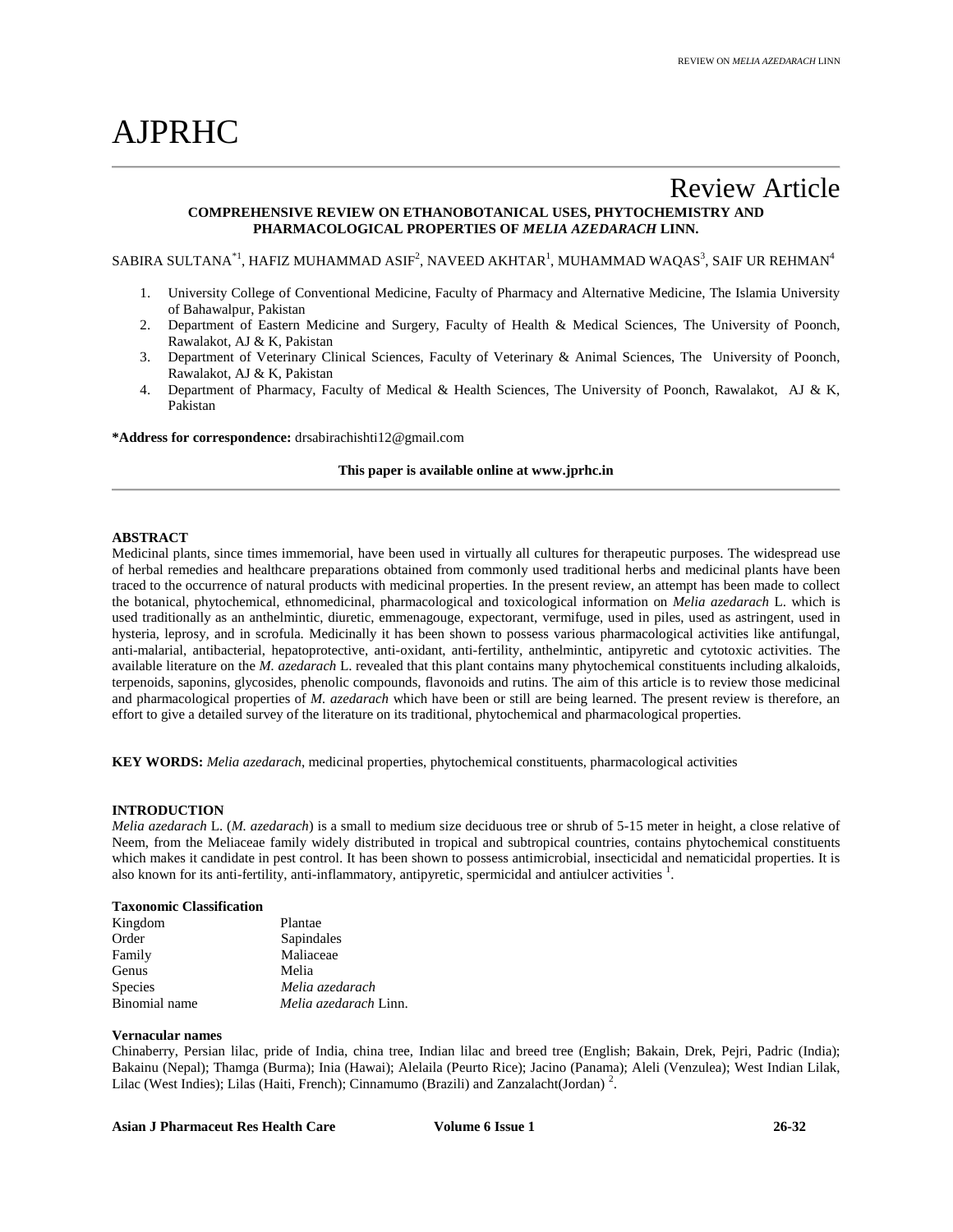# AJPRHC

## Review Article

**COMPREHENSIVE REVIEW ON ETHANOBOTANICAL USES, PHYTOCHEMISTRY AND PHARMACOLOGICAL PROPERTIES OF *MELIA AZEDARACH* LINN.**

SABIRA SULTANA[*1], HAFIZ MUHAMMAD ASIF[2], NAVEED AKHTAR[1], MUHAMMAD WAQAS[3], SAIF UR REHMAN[4]

1. University College of Conventional Medicine, Faculty of Pharmacy and Alternative Medicine, The Islamia University of Bahawalpur, Pakistan
2. Department of Eastern Medicine and Surgery, Faculty of Health & Medical Sciences, The University of Poonch, Rawalakot, AJ & K, Pakistan
3. Department of Veterinary Clinical Sciences, Faculty of Veterinary & Animal Sciences, The University of Poonch, Rawalakot, AJ & K, Pakistan
4. Department of Pharmacy, Faculty of Medical & Health Sciences, The University of Poonch, Rawalakot, AJ & K, Pakistan

**\*Address for correspondence:** drsabirachishti12@gmail.com

**This paper is available online at www.jprhc.in**

**ABSTRACT**

Medicinal plants, since times immemorial, have been used in virtually all cultures for therapeutic purposes. The widespread use of herbal remedies and healthcare preparations obtained from commonly used traditional herbs and medicinal plants have been traced to the occurrence of natural products with medicinal properties. In the present review, an attempt has been made to collect the botanical, phytochemical, ethnomedicinal, pharmacological and toxicological information on *Melia azedarach* L. which is used traditionally as an anthelmintic, diuretic, emmenagouge, expectorant, vermifuge, used in piles, used as astringent, used in hysteria, leprosy, and in scrofula. Medicinally it has been shown to possess various pharmacological activities like antifungal, anti-malarial, antibacterial, hepatoprotective, anti-oxidant, anti-fertility, insecticidal, anthelmintic, antipyretic and cytotoxic activities. The available literature on the *M. azedarach* L. revealed that this plant contains many phytochemical constituents including alkaloids, terpenoids, saponins, glycosides, phenolic compounds, flavonoids and rutins. The aim of this article is to review those medicinal and pharmacological properties of *M. azedarach* which have been or still are being learned. The present review is therefore, an effort to give a detailed survey of the literature on its traditional, phytochemical and pharmacological properties.

**KEY WORDS:** *Melia azedarach*, medicinal properties, phytochemical constituents, pharmacological activities

**INTRODUCTION**

*Melia azedarach* L. (*M. azedarach*) is a small to medium size deciduous tree or shrub of 5-15 meter in height, a close relative of Neem, from the Meliaceae family widely distributed in tropical and subtropical countries, contains phytochemical constituents which makes it candidate in pest control. It has been shown to possess antimicrobial, insecticidal and nematicidal properties. It is also known for its anti-fertility, anti-inflammatory, antipyretic, spermicidal and antiulcer activities [1].

**Taxonomic Classification**

| | |
|---|---|
| Kingdom | Plantae |
| Order | Sapindales |
| Family | Maliaceae |
| Genus | Melia |
| Species | *Melia azedarach* |
| Binomial name | *Melia azedarach* Linn. |

**Vernacular names**

Chinaberry, Persian lilac, pride of India, china tree, Indian lilac and breed tree (English; Bakain, Drek, Pejri, Padric (India); Bakainu (Nepal); Thamga (Burma); Inia (Hawai); Alelaila (Peurto Rice); Jacino (Panama); Aleli (Venzulea); West Indian Lilak, Lilac (West Indies); Lilas (Haiti, French); Cinnamumo (Brazili) and Zanzalacht(Jordan) [2].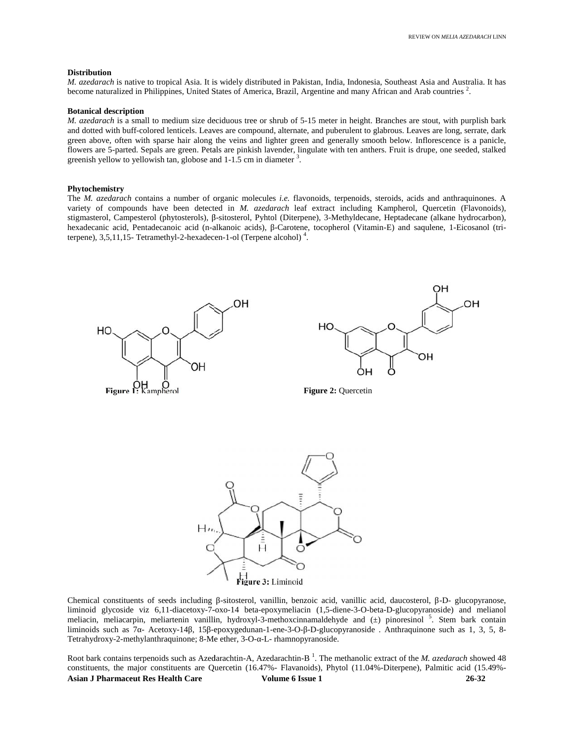**Distribution**

*M. azedarach* is native to tropical Asia. It is widely distributed in Pakistan, India, Indonesia, Southeast Asia and Australia. It has become naturalized in Philippines, United States of America, Brazil, Argentine and many African and Arab countries [2].

**Botanical description**

*M. azedarach* is a small to medium size deciduous tree or shrub of 5-15 meter in height. Branches are stout, with purplish bark and dotted with buff-colored lenticels. Leaves are compound, alternate, and puberulent to glabrous. Leaves are long, serrate, dark green above, often with sparse hair along the veins and lighter green and generally smooth below. Inflorescence is a panicle, flowers are 5-parted. Sepals are green. Petals are pinkish lavender, lingulate with ten anthers. Fruit is drupe, one seeded, stalked greenish yellow to yellowish tan, globose and 1-1.5 cm in diameter [3].

**Phytochemistry**

The *M. azedarach* contains a number of organic molecules *i.e.* flavonoids, terpenoids, steroids, acids and anthraquinones. A variety of compounds have been detected in *M. azedarach* leaf extract including Kampherol, Quercetin (Flavonoids), stigmasterol, Campesterol (phytosterols), β-sitosterol, Pyhtol (Diterpene), 3-Methyldecane, Heptadecane (alkane hydrocarbon), hexadecanic acid, Pentadecanoic acid (n-alkanoic acids), β-Carotene, tocopherol (Vitamin-E) and saqulene, 1-Eicosanol (tri-terpene), 3,5,11,15- Tetramethyl-2-hexadecen-1-ol (Terpene alcohol) [4].

**Figure 1:** Kampherol

**Figure 2:** Quercetin

**Figure 3:** Liminoid

Chemical constituents of seeds including β-sitosterol, vanillin, benzoic acid, vanillic acid, daucosterol, β-D- glucopyranose, liminoid glycoside viz 6,11-diacetoxy-7-oxo-14 beta-epoxymeliacin (1,5-diene-3-O-beta-D-glucopyranoside) and melianol meliacin, meliacarpin, meliartenin vanillin, hydroxyl-3-methoxcinnamaldehyde and (±) pinoresinol [5]. Stem bark contain liminoids such as 7α- Acetoxy-14β, 15β-epoxygedunan-1-ene-3-O-β-D-glucopyranoside . Anthraquinone such as 1, 3, 5, 8-Tetrahydroxy-2-methylanthraquinone; 8-Me ether, 3-O-α-L- rhamnopyranoside.

Root bark contains terpenoids such as Azedarachtin-A, Azedarachtin-B [1]. The methanolic extract of the *M. azedarach* showed 48 constituents, the major constituents are Quercetin (16.47%- Flavanoids), Phytol (11.04%-Diterpene), Palmitic acid (15.49%-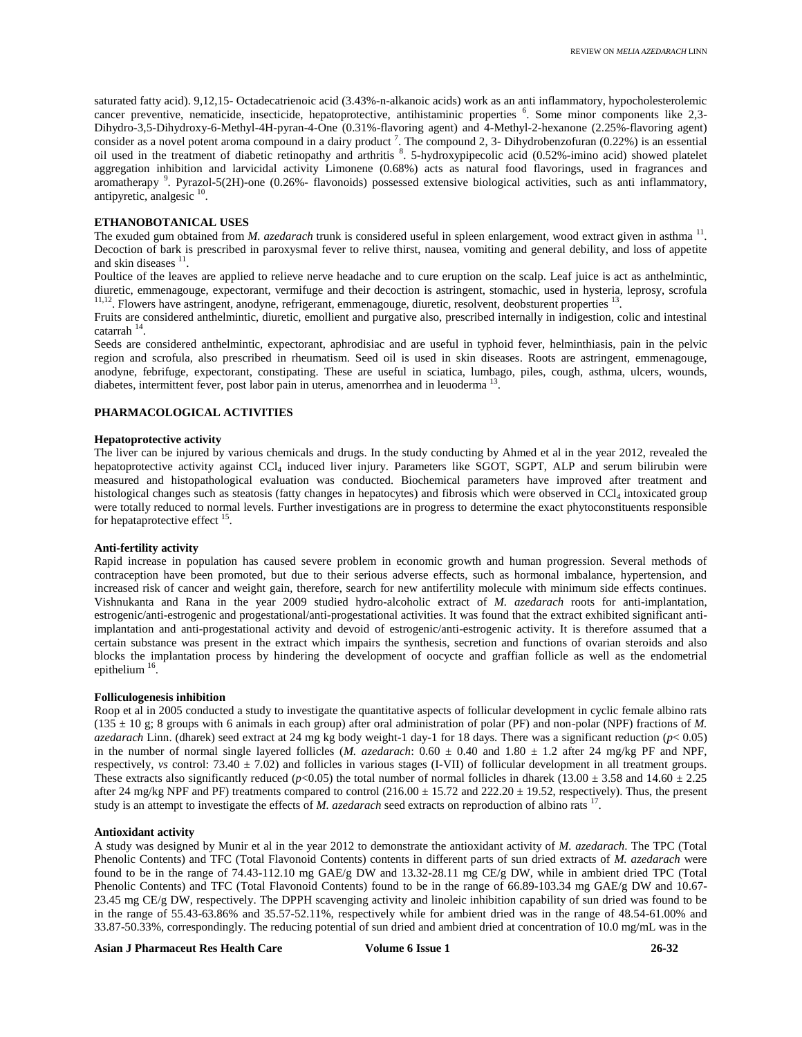saturated fatty acid). 9,12,15- Octadecatrienoic acid (3.43%-n-alkanoic acids) work as an anti inflammatory, hypocholesterolemic cancer preventive, nematicide, insecticide, hepatoprotective, antihistaminic properties [6]. Some minor components like 2,3-Dihydro-3,5-Dihydroxy-6-Methyl-4H-pyran-4-One (0.31%-flavoring agent) and 4-Methyl-2-hexanone (2.25%-flavoring agent) consider as a novel potent aroma compound in a dairy product [7]. The compound 2, 3- Dihydrobenzofuran (0.22%) is an essential oil used in the treatment of diabetic retinopathy and arthritis [8]. 5-hydroxypipecolic acid (0.52%-imino acid) showed platelet aggregation inhibition and larvicidal activity Limonene (0.68%) acts as natural food flavorings, used in fragrances and aromatherapy [9]. Pyrazol-5(2H)-one (0.26%- flavonoids) possessed extensive biological activities, such as anti inflammatory, antipyretic, analgesic [10].

## ETHANOBOTANICAL USES

The exuded gum obtained from *M. azedarach* trunk is considered useful in spleen enlargement, wood extract given in asthma [11]. Decoction of bark is prescribed in paroxysmal fever to relive thirst, nausea, vomiting and general debility, and loss of appetite and skin diseases [11].

Poultice of the leaves are applied to relieve nerve headache and to cure eruption on the scalp. Leaf juice is act as anthelmintic, diuretic, emmenagouge, expectorant, vermifuge and their decoction is astringent, stomachic, used in hysteria, leprosy, scrofula [11,12]. Flowers have astringent, anodyne, refrigerant, emmenagouge, diuretic, resolvent, deobsturent properties [13].

Fruits are considered anthelmintic, diuretic, emollient and purgative also, prescribed internally in indigestion, colic and intestinal catarrah [14].

Seeds are considered anthelmintic, expectorant, aphrodisiac and are useful in typhoid fever, helminthiasis, pain in the pelvic region and scrofula, also prescribed in rheumatism. Seed oil is used in skin diseases. Roots are astringent, emmenagouge, anodyne, febrifuge, expectorant, constipating. These are useful in sciatica, lumbago, piles, cough, asthma, ulcers, wounds, diabetes, intermittent fever, post labor pain in uterus, amenorrhea and in leuoderma [13].

## PHARMACOLOGICAL ACTIVITIES

### Hepatoprotective activity

The liver can be injured by various chemicals and drugs. In the study conducting by Ahmed et al in the year 2012, revealed the hepatoprotective activity against $CCl_4$ induced liver injury. Parameters like SGOT, SGPT, ALP and serum bilirubin were measured and histopathological evaluation was conducted. Biochemical parameters have improved after treatment and histological changes such as steatosis (fatty changes in hepatocytes) and fibrosis which were observed in $CCl_4$ intoxicated group were totally reduced to normal levels. Further investigations are in progress to determine the exact phytoconstituents responsible for hepataprotective effect [15].

### Anti-fertility activity

Rapid increase in population has caused severe problem in economic growth and human progression. Several methods of contraception have been promoted, but due to their serious adverse effects, such as hormonal imbalance, hypertension, and increased risk of cancer and weight gain, therefore, search for new antifertility molecule with minimum side effects continues. Vishnukanta and Rana in the year 2009 studied hydro-alcoholic extract of *M. azedarach* roots for anti-implantation, estrogenic/anti-estrogenic and progestational/anti-progestational activities. It was found that the extract exhibited significant anti-implantation and anti-progestational activity and devoid of estrogenic/anti-estrogenic activity. It is therefore assumed that a certain substance was present in the extract which impairs the synthesis, secretion and functions of ovarian steroids and also blocks the implantation process by hindering the development of oocycte and graffian follicle as well as the endometrial epithelium [16].

### Folliculogenesis inhibition

Roop et al in 2005 conducted a study to investigate the quantitative aspects of follicular development in cyclic female albino rats ($135 \pm 10$ g; 8 groups with 6 animals in each group) after oral administration of polar (PF) and non-polar (NPF) fractions of *M. azedarach* Linn. (dharek) seed extract at 24 mg kg body weight-1 day-1 for 18 days. There was a significant reduction ($p < 0.05$) in the number of normal single layered follicles (*M. azedarach*: $0.60 \pm 0.40$ and $1.80 \pm 1.2$ after 24 mg/kg PF and NPF, respectively, *vs* control: $73.40 \pm 7.02$) and follicles in various stages (I-VII) of follicular development in all treatment groups. These extracts also significantly reduced ($p<0.05$) the total number of normal follicles in dharek ($13.00 \pm 3.58$ and $14.60 \pm 2.25$ after 24 mg/kg NPF and PF) treatments compared to control ($216.00 \pm 15.72$ and $222.20 \pm 19.52$, respectively). Thus, the present study is an attempt to investigate the effects of *M. azedarach* seed extracts on reproduction of albino rats [17].

### Antioxidant activity

A study was designed by Munir et al in the year 2012 to demonstrate the antioxidant activity of *M. azedarach*. The TPC (Total Phenolic Contents) and TFC (Total Flavonoid Contents) contents in different parts of sun dried extracts of *M. azedarach* were found to be in the range of 74.43-112.10 mg GAE/g DW and 13.32-28.11 mg CE/g DW, while in ambient dried TPC (Total Phenolic Contents) and TFC (Total Flavonoid Contents) found to be in the range of 66.89-103.34 mg GAE/g DW and 10.67-23.45 mg CE/g DW, respectively. The DPPH scavenging activity and linoleic inhibition capability of sun dried was found to be in the range of 55.43-63.86% and 35.57-52.11%, respectively while for ambient dried was in the range of 48.54-61.00% and 33.87-50.33%, correspondingly. The reducing potential of sun dried and ambient dried at concentration of 10.0 mg/mL was in the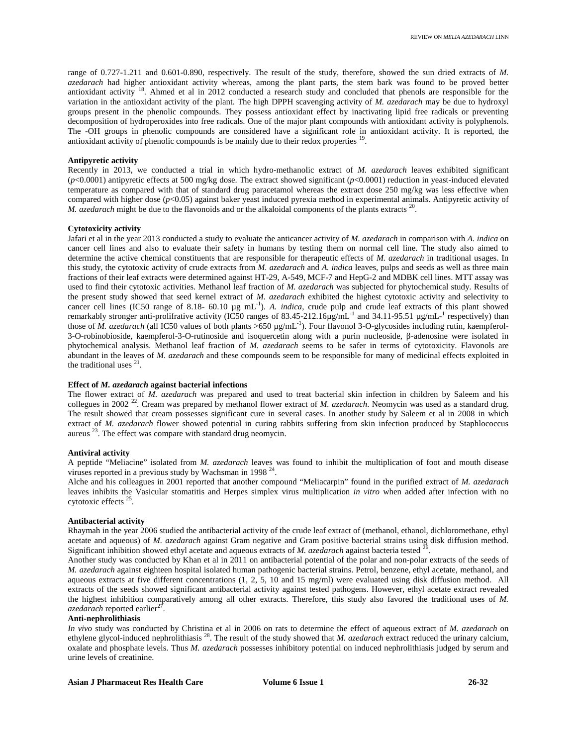range of 0.727-1.211 and 0.601-0.890, respectively. The result of the study, therefore, showed the sun dried extracts of *M. azedarach* had higher antioxidant activity whereas, among the plant parts, the stem bark was found to be proved better antioxidant activity [18]. Ahmed et al in 2012 conducted a research study and concluded that phenols are responsible for the variation in the antioxidant activity of the plant. The high DPPH scavenging activity of *M. azedarach* may be due to hydroxyl groups present in the phenolic compounds. They possess antioxidant effect by inactivating lipid free radicals or preventing decomposition of hydroperoxides into free radicals. One of the major plant compounds with antioxidant activity is polyphenols. The -OH groups in phenolic compounds are considered have a significant role in antioxidant activity. It is reported, the antioxidant activity of phenolic compounds is be mainly due to their redox properties [19].

**Antipyretic activity**

Recently in 2013, we conducted a trial in which hydro-methanolic extract of *M. azedarach* leaves exhibited significant ($p<0.0001$) antipyretic effects at 500 mg/kg dose. The extract showed significant ($p<0.0001$) reduction in yeast-induced elevated temperature as compared with that of standard drug paracetamol whereas the extract dose 250 mg/kg was less effective when compared with higher dose ($p<0.05$) against baker yeast induced pyrexia method in experimental animals. Antipyretic activity of *M. azedarach* might be due to the flavonoids and or the alkaloidal components of the plants extracts [20].

**Cytotoxicity activity**

Jafari et al in the year 2013 conducted a study to evaluate the anticancer activity of *M. azedarach* in comparison with *A. indica* on cancer cell lines and also to evaluate their safety in humans by testing them on normal cell line. The study also aimed to determine the active chemical constituents that are responsible for therapeutic effects of *M. azedarach* in traditional usages. In this study, the cytotoxic activity of crude extracts from *M. azedarach* and *A. indica* leaves, pulps and seeds as well as three main fractions of their leaf extracts were determined against HT-29, A-549, MCF-7 and HepG-2 and MDBK cell lines. MTT assay was used to find their cytotoxic activities. Methanol leaf fraction of *M. azedarach* was subjected for phytochemical study. Results of the present study showed that seed kernel extract of *M. azedarach* exhibited the highest cytotoxic activity and selectivity to cancer cell lines (IC50 range of 8.18- 60.10 µg $mL^{-1}$). *A. indica*, crude pulp and crude leaf extracts of this plant showed remarkably stronger anti-prolifrative activity (IC50 ranges of 83.45-212.16µg/$mL^{-1}$ and 34.11-95.51 µg/mL-$^{1}$ respectively) than those of *M. azedarach* (all IC50 values of both plants >650 µg/$mL^{-1}$). Four flavonol 3-O-glycosides including rutin, kaempferol-3-O-robinobioside, kaempferol-3-O-rutinoside and isoquercetin along with a purin nucleoside, β-adenosine were isolated in phytochemical analysis. Methanol leaf fraction of *M. azedarach* seems to be safer in terms of cytotoxicity. Flavonols are abundant in the leaves of *M. azedarach* and these compounds seem to be responsible for many of medicinal effects exploited in the traditional uses [21].

**Effect of *M. azedarach* against bacterial infections**

The flower extract of *M. azedarach* was prepared and used to treat bacterial skin infection in children by Saleem and his collegues in 2002 [22]. Cream was prepared by methanol flower extract of *M. azedarach*. Neomycin was used as a standard drug. The result showed that cream possesses significant cure in several cases. In another study by Saleem et al in 2008 in which extract of *M. azedarach* flower showed potential in curing rabbits suffering from skin infection produced by Staphlococcus aureus [23]. The effect was compare with standard drug neomycin.

**Antiviral activity**

A peptide "Meliacine" isolated from *M. azedarach* leaves was found to inhibit the multiplication of foot and mouth disease viruses reported in a previous study by Wachsman in 1998 [24].

Alche and his colleagues in 2001 reported that another compound "Meliacarpin" found in the purified extract of *M. azedarach* leaves inhibits the Vasicular stomatitis and Herpes simplex virus multiplication *in vitro* when added after infection with no cytotoxic effects [25].

**Antibacterial activity**

Rhaymah in the year 2006 studied the antibacterial activity of the crude leaf extract of (methanol, ethanol, dichloromethane, ethyl acetate and aqueous) of *M. azedarach* against Gram negative and Gram positive bacterial strains using disk diffusion method. Significant inhibition showed ethyl acetate and aqueous extracts of *M. azedarach* against bacteria tested [26].

Another study was conducted by Khan et al in 2011 on antibacterial potential of the polar and non-polar extracts of the seeds of *M. azedarach* against eighteen hospital isolated human pathogenic bacterial strains. Petrol, benzene, ethyl acetate, methanol, and aqueous extracts at five different concentrations (1, 2, 5, 10 and 15 mg/ml) were evaluated using disk diffusion method. All extracts of the seeds showed significant antibacterial activity against tested pathogens. However, ethyl acetate extract revealed the highest inhibition comparatively among all other extracts. Therefore, this study also favored the traditional uses of *M. azedarach* reported earlier[27].

**Anti-nephrolithiasis**

*In vivo* study was conducted by Christina et al in 2006 on rats to determine the effect of aqueous extract of *M. azedarach* on ethylene glycol-induced nephrolithiasis [28]. The result of the study showed that *M. azedarach* extract reduced the urinary calcium, oxalate and phosphate levels. Thus *M. azedarach* possesses inhibitory potential on induced nephrolithiasis judged by serum and urine levels of creatinine.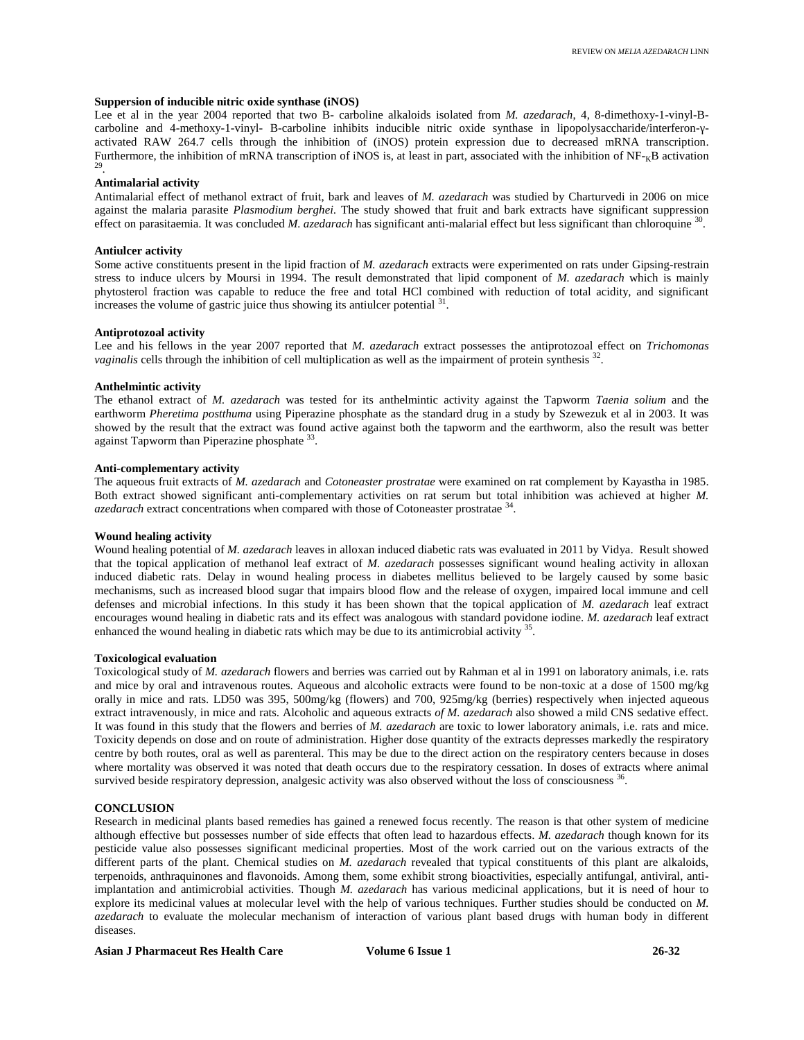**Suppersion of inducible nitric oxide synthase (iNOS)**

Lee et al in the year 2004 reported that two B- carboline alkaloids isolated from *M. azedarach*, 4, 8-dimethoxy-1-vinyl-B-carboline and 4-methoxy-1-vinyl- B-carboline inhibits inducible nitric oxide synthase in lipopolysaccharide/interferon-γ-activated RAW 264.7 cells through the inhibition of (iNOS) protein expression due to decreased mRNA transcription. Furthermore, the inhibition of mRNA transcription of iNOS is, at least in part, associated with the inhibition of NF-$_{K}$B activation [29].

**Antimalarial activity**

Antimalarial effect of methanol extract of fruit, bark and leaves of *M. azedarach* was studied by Charturvedi in 2006 on mice against the malaria parasite *Plasmodium berghei.* The study showed that fruit and bark extracts have significant suppression effect on parasitaemia. It was concluded *M. azedarach* has significant anti-malarial effect but less significant than chloroquine [30].

**Antiulcer activity**

Some active constituents present in the lipid fraction of *M. azedarach* extracts were experimented on rats under Gipsing-restrain stress to induce ulcers by Moursi in 1994. The result demonstrated that lipid component of *M. azedarach* which is mainly phytosterol fraction was capable to reduce the free and total HCl combined with reduction of total acidity, and significant increases the volume of gastric juice thus showing its antiulcer potential [31].

**Antiprotozoal activity**

Lee and his fellows in the year 2007 reported that *M. azedarach* extract possesses the antiprotozoal effect on *Trichomonas vaginalis* cells through the inhibition of cell multiplication as well as the impairment of protein synthesis [32].

**Anthelmintic activity**

The ethanol extract of *M. azedarach* was tested for its anthelmintic activity against the Tapworm *Taenia solium* and the earthworm *Pheretima postthuma* using Piperazine phosphate as the standard drug in a study by Szewezuk et al in 2003. It was showed by the result that the extract was found active against both the tapworm and the earthworm, also the result was better against Tapworm than Piperazine phosphate [33].

**Anti-complementary activity**

The aqueous fruit extracts of *M. azedarach* and *Cotoneaster prostratae* were examined on rat complement by Kayastha in 1985. Both extract showed significant anti-complementary activities on rat serum but total inhibition was achieved at higher *M. azedarach* extract concentrations when compared with those of Cotoneaster prostratae [34].

**Wound healing activity**

Wound healing potential of *M. azedarach* leaves in alloxan induced diabetic rats was evaluated in 2011 by Vidya. Result showed that the topical application of methanol leaf extract of *M. azedarach* possesses significant wound healing activity in alloxan induced diabetic rats. Delay in wound healing process in diabetes mellitus believed to be largely caused by some basic mechanisms, such as increased blood sugar that impairs blood flow and the release of oxygen, impaired local immune and cell defenses and microbial infections. In this study it has been shown that the topical application of *M. azedarach* leaf extract encourages wound healing in diabetic rats and its effect was analogous with standard povidone iodine. *M. azedarach* leaf extract enhanced the wound healing in diabetic rats which may be due to its antimicrobial activity [35].

**Toxicological evaluation**

Toxicological study of *M. azedarach* flowers and berries was carried out by Rahman et al in 1991 on laboratory animals, i.e. rats and mice by oral and intravenous routes. Aqueous and alcoholic extracts were found to be non-toxic at a dose of 1500 mg/kg orally in mice and rats. LD50 was 395, 500mg/kg (flowers) and 700, 925mg/kg (berries) respectively when injected aqueous extract intravenously, in mice and rats. Alcoholic and aqueous extracts *of M. azedarach* also showed a mild CNS sedative effect. It was found in this study that the flowers and berries of *M. azedarach* are toxic to lower laboratory animals, i.e. rats and mice. Toxicity depends on dose and on route of administration. Higher dose quantity of the extracts depresses markedly the respiratory centre by both routes, oral as well as parenteral. This may be due to the direct action on the respiratory centers because in doses where mortality was observed it was noted that death occurs due to the respiratory cessation. In doses of extracts where animal survived beside respiratory depression, analgesic activity was also observed without the loss of consciousness [36].

**CONCLUSION**

Research in medicinal plants based remedies has gained a renewed focus recently. The reason is that other system of medicine although effective but possesses number of side effects that often lead to hazardous effects. *M. azedarach* though known for its pesticide value also possesses significant medicinal properties. Most of the work carried out on the various extracts of the different parts of the plant. Chemical studies on *M. azedarach* revealed that typical constituents of this plant are alkaloids, terpenoids, anthraquinones and flavonoids. Among them, some exhibit strong bioactivities, especially antifungal, antiviral, anti-implantation and antimicrobial activities. Though *M. azedarach* has various medicinal applications, but it is need of hour to explore its medicinal values at molecular level with the help of various techniques. Further studies should be conducted on *M. azedarach* to evaluate the molecular mechanism of interaction of various plant based drugs with human body in different diseases.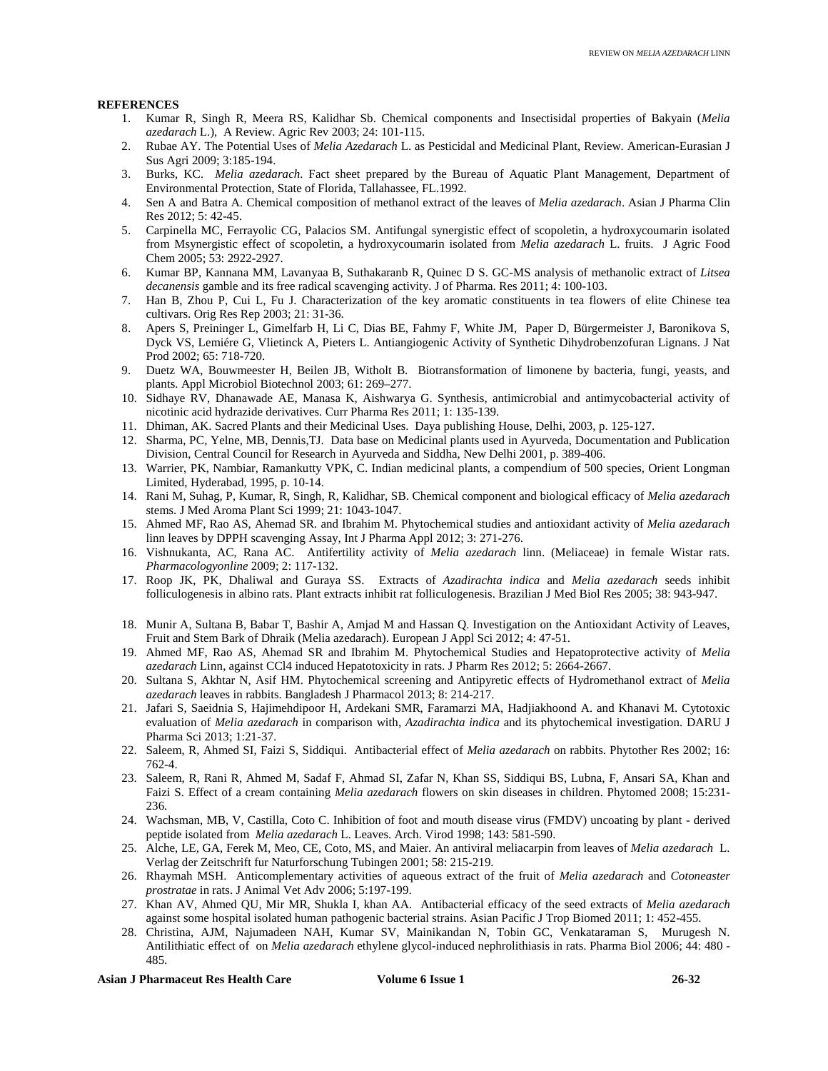**REFERENCES**

1. Kumar R, Singh R, Meera RS, Kalidhar Sb. Chemical components and Insectisidal properties of Bakyain (*Melia azedarach* L.), A Review. Agric Rev 2003; 24: 101-115.
2. Rubae AY. The Potential Uses of *Melia Azedarach* L. as Pesticidal and Medicinal Plant, Review. American-Eurasian J Sus Agri 2009; 3:185-194.
3. Burks, KC. *Melia azedarach*. Fact sheet prepared by the Bureau of Aquatic Plant Management, Department of Environmental Protection, State of Florida, Tallahassee, FL.1992.
4. Sen A and Batra A. Chemical composition of methanol extract of the leaves of *Melia azedarach*. Asian J Pharma Clin Res 2012; 5: 42-45.
5. Carpinella MC, Ferrayolic CG, Palacios SM. Antifungal synergistic effect of scopoletin, a hydroxycoumarin isolated from Msynergistic effect of scopoletin, a hydroxycoumarin isolated from *Melia azedarach* L. fruits. J Agric Food Chem 2005; 53: 2922-2927.
6. Kumar BP, Kannana MM, Lavanyaa B, Suthakaranb R, Quinec D S. GC-MS analysis of methanolic extract of *Litsea decanensis* gamble and its free radical scavenging activity. J of Pharma. Res 2011; 4: 100-103.
7. Han B, Zhou P, Cui L, Fu J. Characterization of the key aromatic constituents in tea flowers of elite Chinese tea cultivars. Orig Res Rep 2003; 21: 31-36.
8. Apers S, Preininger L, Gimelfarb H, Li C, Dias BE, Fahmy F, White JM, Paper D, Bürgermeister J, Baronikova S, Dyck VS, Lemiére G, Vlietinck A, Pieters L. Antiangiogenic Activity of Synthetic Dihydrobenzofuran Lignans. J Nat Prod 2002; 65: 718-720.
9. Duetz WA, Bouwmeester H, Beilen JB, Witholt B. Biotransformation of limonene by bacteria, fungi, yeasts, and plants. Appl Microbiol Biotechnol 2003; 61: 269–277.
10. Sidhaye RV, Dhanawade AE, Manasa K, Aishwarya G. Synthesis, antimicrobial and antimycobacterial activity of nicotinic acid hydrazide derivatives. Curr Pharma Res 2011; 1: 135-139.
11. Dhiman, AK. Sacred Plants and their Medicinal Uses. Daya publishing House, Delhi, 2003, p. 125-127.
12. Sharma, PC, Yelne, MB, Dennis,TJ. Data base on Medicinal plants used in Ayurveda, Documentation and Publication Division, Central Council for Research in Ayurveda and Siddha, New Delhi 2001, p. 389-406.
13. Warrier, PK, Nambiar, Ramankutty VPK, C. Indian medicinal plants, a compendium of 500 species, Orient Longman Limited, Hyderabad, 1995, p. 10-14.
14. Rani M, Suhag, P, Kumar, R, Singh, R, Kalidhar, SB. Chemical component and biological efficacy of *Melia azedarach* stems. J Med Aroma Plant Sci 1999; 21: 1043-1047.
15. Ahmed MF, Rao AS, Ahemad SR. and Ibrahim M. Phytochemical studies and antioxidant activity of *Melia azedarach* linn leaves by DPPH scavenging Assay, Int J Pharma Appl 2012; 3: 271-276.
16. Vishnukanta, AC, Rana AC. Antifertility activity of *Melia azedarach* linn. (Meliaceae) in female Wistar rats. *Pharmacologyonline* 2009; 2: 117-132.
17. Roop JK, PK, Dhaliwal and Guraya SS. Extracts of *Azadirachta indica* and *Melia azedarach* seeds inhibit folliculogenesis in albino rats. Plant extracts inhibit rat folliculogenesis. Brazilian J Med Biol Res 2005; 38: 943-947.
18. Munir A, Sultana B, Babar T, Bashir A, Amjad M and Hassan Q. Investigation on the Antioxidant Activity of Leaves, Fruit and Stem Bark of Dhraik (Melia azedarach). European J Appl Sci 2012; 4: 47-51.
19. Ahmed MF, Rao AS, Ahemad SR and Ibrahim M. Phytochemical Studies and Hepatoprotective activity of *Melia azedarach* Linn, against CCl4 induced Hepatotoxicity in rats. J Pharm Res 2012; 5: 2664-2667.
20. Sultana S, Akhtar N, Asif HM. Phytochemical screening and Antipyretic effects of Hydromethanol extract of *Melia azedarach* leaves in rabbits. Bangladesh J Pharmacol 2013; 8: 214-217.
21. Jafari S, Saeidnia S, Hajimehdipoor H, Ardekani SMR, Faramarzi MA, Hadjiakhoond A. and Khanavi M. Cytotoxic evaluation of *Melia azedarach* in comparison with, *Azadirachta indica* and its phytochemical investigation. DARU J Pharma Sci 2013; 1:21-37.
22. Saleem, R, Ahmed SI, Faizi S, Siddiqui. Antibacterial effect of *Melia azedarach* on rabbits. Phytother Res 2002; 16: 762-4.
23. Saleem, R, Rani R, Ahmed M, Sadaf F, Ahmad SI, Zafar N, Khan SS, Siddiqui BS, Lubna, F, Ansari SA, Khan and Faizi S. Effect of a cream containing *Melia azedarach* flowers on skin diseases in children. Phytomed 2008; 15:231-236.
24. Wachsman, MB, V, Castilla, Coto C. Inhibition of foot and mouth disease virus (FMDV) uncoating by plant - derived peptide isolated from *Melia azedarach* L. Leaves. Arch. Virod 1998; 143: 581-590.
25. Alche, LE, GA, Ferek M, Meo, CE, Coto, MS, and Maier. An antiviral meliacarpin from leaves of *Melia azedarach* L. Verlag der Zeitschrift fur Naturforschung Tubingen 2001; 58: 215-219.
26. Rhaymah MSH. Anticomplementary activities of aqueous extract of the fruit of *Melia azedarach* and *Cotoneaster prostratae* in rats. J Animal Vet Adv 2006; 5:197-199.
27. Khan AV, Ahmed QU, Mir MR, Shukla I, khan AA. Antibacterial efficacy of the seed extracts of *Melia azedarach* against some hospital isolated human pathogenic bacterial strains. Asian Pacific J Trop Biomed 2011; 1: 452-455.
28. Christina, AJM, Najumadeen NAH, Kumar SV, Mainikandan N, Tobin GC, Venkataraman S, Murugesh N. Antilithiatic effect of on *Melia azedarach* ethylene glycol-induced nephrolithiasis in rats. Pharma Biol 2006; 44: 480 - 485.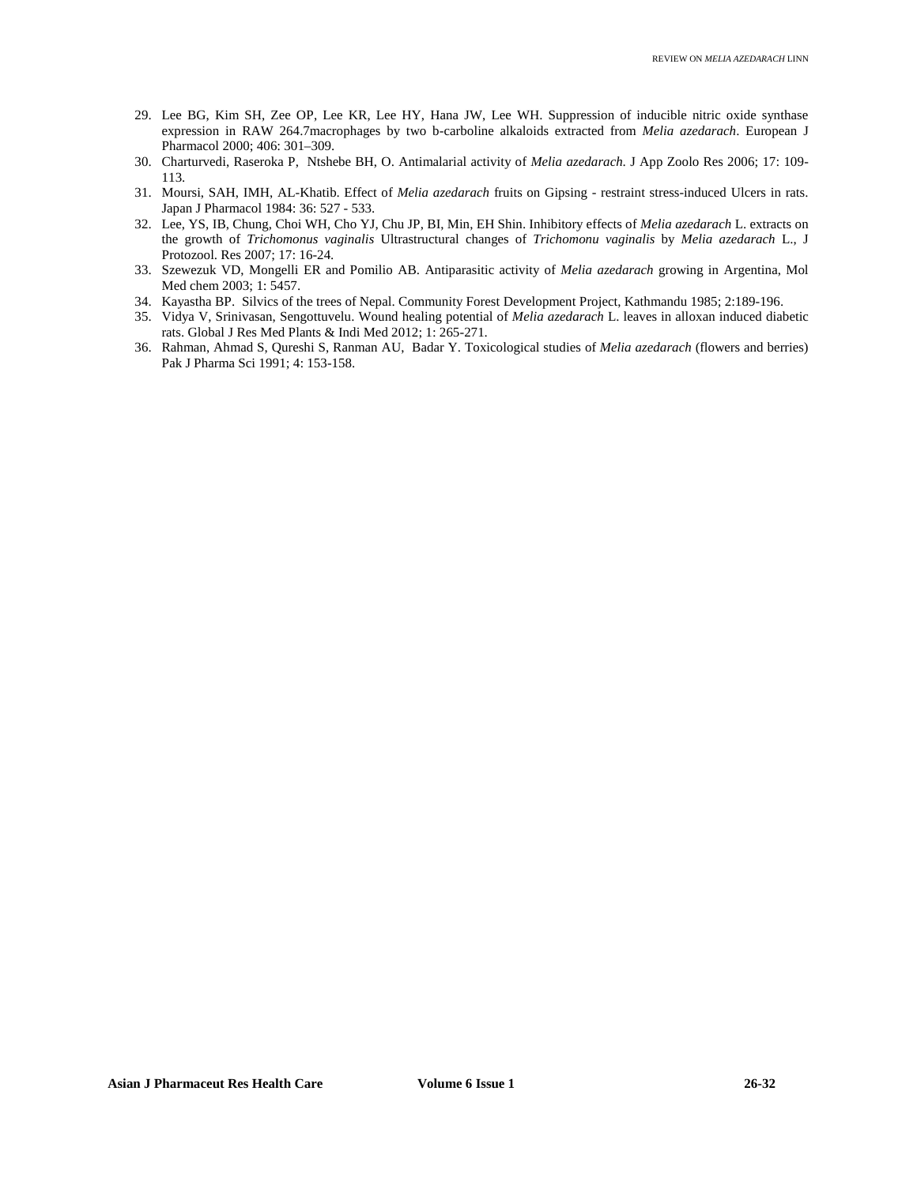29. Lee BG, Kim SH, Zee OP, Lee KR, Lee HY, Hana JW, Lee WH. Suppression of inducible nitric oxide synthase expression in RAW 264.7macrophages by two b-carboline alkaloids extracted from *Melia azedarach*. European J Pharmacol 2000; 406: 301–309.
30. Charturvedi, Raseroka P, Ntshebe BH, O. Antimalarial activity of *Melia azedarach.* J App Zoolo Res 2006; 17: 109-113.
31. Moursi, SAH, IMH, AL-Khatib. Effect of *Melia azedarach* fruits on Gipsing - restraint stress-induced Ulcers in rats. Japan J Pharmacol 1984: 36: 527 - 533.
32. Lee, YS, IB, Chung, Choi WH, Cho YJ, Chu JP, BI, Min, EH Shin. Inhibitory effects of *Melia azedarach* L. extracts on the growth of *Trichomonus vaginalis* Ultrastructural changes of *Trichomonu vaginalis* by *Melia azedarach* L., J Protozool. Res 2007; 17: 16-24.
33. Szewezuk VD, Mongelli ER and Pomilio AB. Antiparasitic activity of *Melia azedarach* growing in Argentina, Mol Med chem 2003; 1: 5457.
34. Kayastha BP. Silvics of the trees of Nepal. Community Forest Development Project, Kathmandu 1985; 2:189-196.
35. Vidya V, Srinivasan, Sengottuvelu. Wound healing potential of *Melia azedarach* L. leaves in alloxan induced diabetic rats. Global J Res Med Plants & Indi Med 2012; 1: 265-271.
36. Rahman, Ahmad S, Qureshi S, Ranman AU, Badar Y. Toxicological studies of *Melia azedarach* (flowers and berries) Pak J Pharma Sci 1991; 4: 153-158.